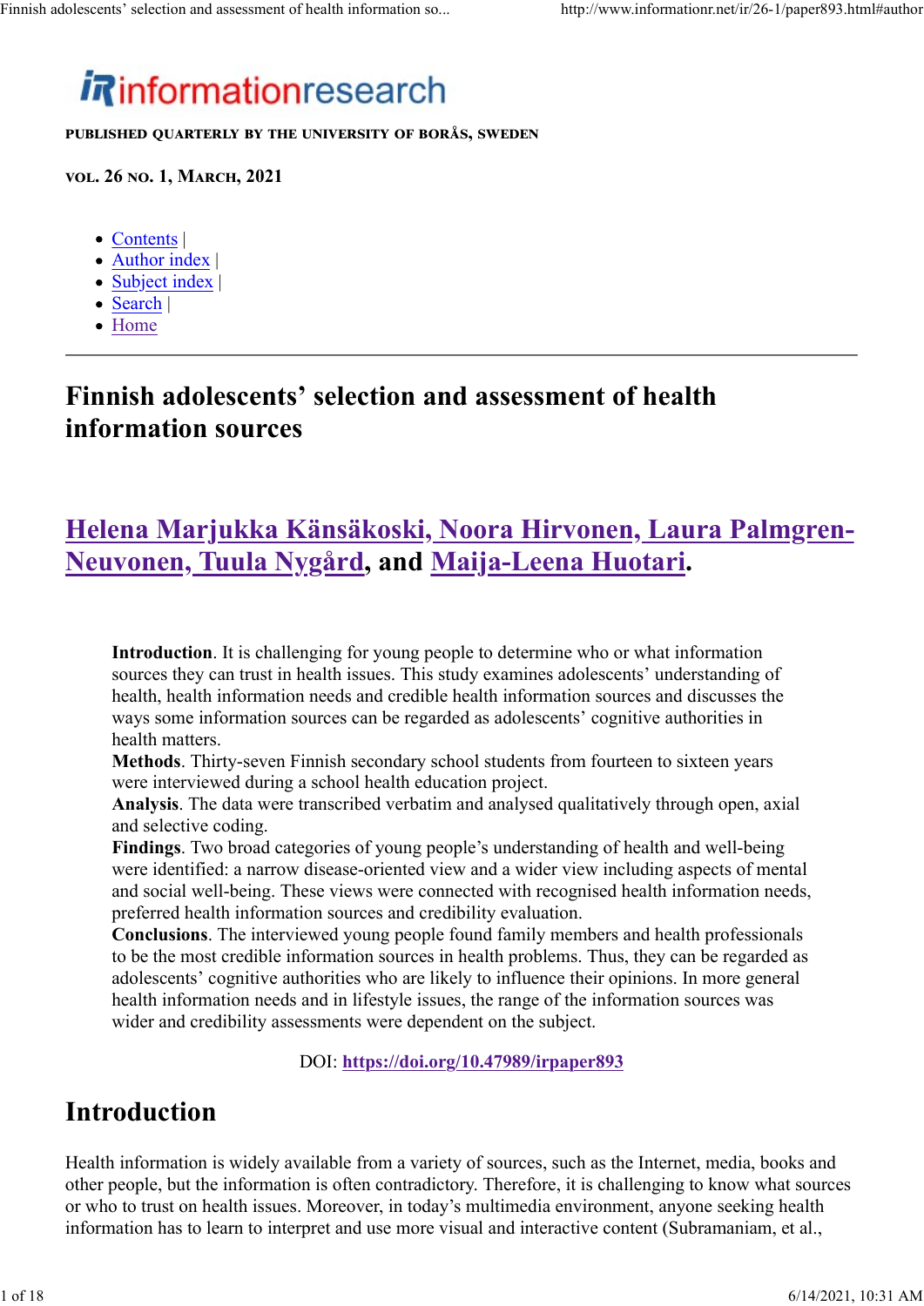# informationresearch

PUBLISHED QUARTERLY BY THE UNIVERSITY OF BORÅS, SWEDEN

**VOL. 26 NO. 1, MARCH, 2021**

- Contents |
- Author index |
- Subject index |
- Search |
- Home

---

# Finnish adolescents' selection and assessment of health information sources

## Helena Marjukka Känsäkoski, Noora Hirvonen, Laura Palmgren-Neuvonen, Tuula Nygård, and Maija-Leena Huotari.

> **Introduction**. It is challenging for young people to determine who or what information sources they can trust in health issues. This study examines adolescents' understanding of health, health information needs and credible health information sources and discusses the ways some information sources can be regarded as adolescents' cognitive authorities in health matters.
> **Methods**. Thirty-seven Finnish secondary school students from fourteen to sixteen years were interviewed during a school health education project.
> **Analysis**. The data were transcribed verbatim and analysed qualitatively through open, axial and selective coding.
> **Findings**. Two broad categories of young people's understanding of health and well-being were identified: a narrow disease-oriented view and a wider view including aspects of mental and social well-being. These views were connected with recognised health information needs, preferred health information sources and credibility evaluation.
> **Conclusions**. The interviewed young people found family members and health professionals to be the most credible information sources in health problems. Thus, they can be regarded as adolescents' cognitive authorities who are likely to influence their opinions. In more general health information needs and in lifestyle issues, the range of the information sources was wider and credibility assessments were dependent on the subject.

DOI: **https://doi.org/10.47989/irpaper893**

## Introduction

Health information is widely available from a variety of sources, such as the Internet, media, books and other people, but the information is often contradictory. Therefore, it is challenging to know what sources or who to trust on health issues. Moreover, in today's multimedia environment, anyone seeking health information has to learn to interpret and use more visual and interactive content (Subramaniam, et al.,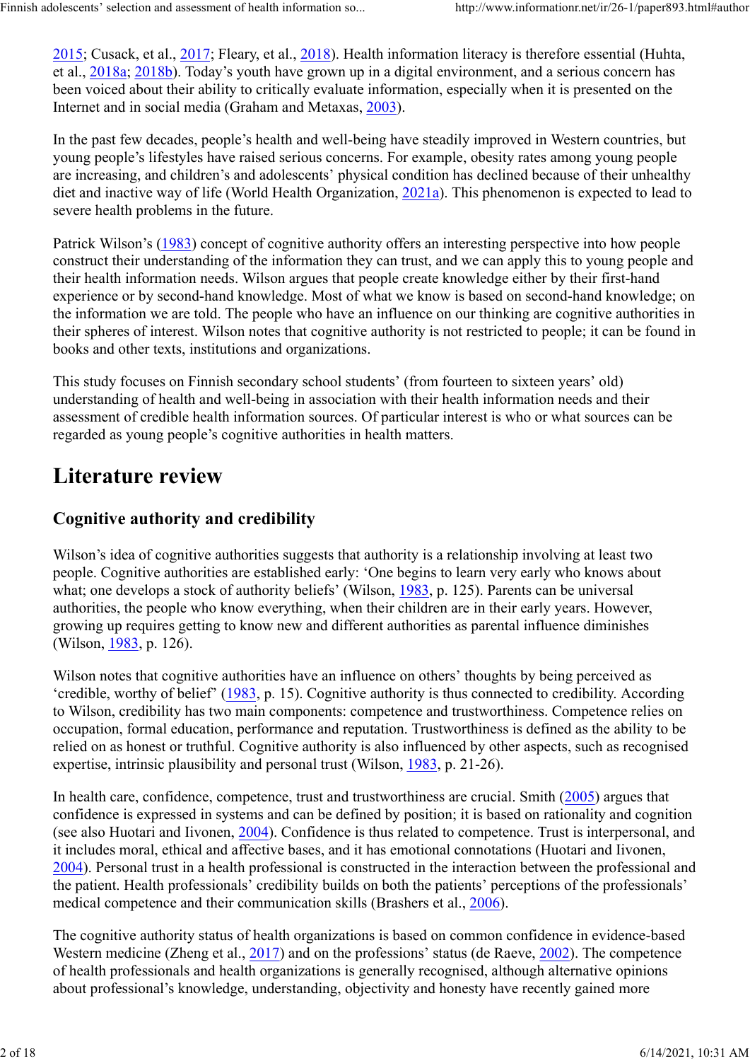2015; Cusack, et al., 2017; Fleary, et al., 2018). Health information literacy is therefore essential (Huhta, et al., 2018a; 2018b). Today's youth have grown up in a digital environment, and a serious concern has been voiced about their ability to critically evaluate information, especially when it is presented on the Internet and in social media (Graham and Metaxas, 2003).

In the past few decades, people's health and well-being have steadily improved in Western countries, but young people's lifestyles have raised serious concerns. For example, obesity rates among young people are increasing, and children's and adolescents' physical condition has declined because of their unhealthy diet and inactive way of life (World Health Organization, 2021a). This phenomenon is expected to lead to severe health problems in the future.

Patrick Wilson's (1983) concept of cognitive authority offers an interesting perspective into how people construct their understanding of the information they can trust, and we can apply this to young people and their health information needs. Wilson argues that people create knowledge either by their first-hand experience or by second-hand knowledge. Most of what we know is based on second-hand knowledge; on the information we are told. The people who have an influence on our thinking are cognitive authorities in their spheres of interest. Wilson notes that cognitive authority is not restricted to people; it can be found in books and other texts, institutions and organizations.

This study focuses on Finnish secondary school students' (from fourteen to sixteen years' old) understanding of health and well-being in association with their health information needs and their assessment of credible health information sources. Of particular interest is who or what sources can be regarded as young people's cognitive authorities in health matters.

# Literature review

## Cognitive authority and credibility

Wilson's idea of cognitive authorities suggests that authority is a relationship involving at least two people. Cognitive authorities are established early: 'One begins to learn very early who knows about what; one develops a stock of authority beliefs' (Wilson, 1983, p. 125). Parents can be universal authorities, the people who know everything, when their children are in their early years. However, growing up requires getting to know new and different authorities as parental influence diminishes (Wilson, 1983, p. 126).

Wilson notes that cognitive authorities have an influence on others' thoughts by being perceived as 'credible, worthy of belief' (1983, p. 15). Cognitive authority is thus connected to credibility. According to Wilson, credibility has two main components: competence and trustworthiness. Competence relies on occupation, formal education, performance and reputation. Trustworthiness is defined as the ability to be relied on as honest or truthful. Cognitive authority is also influenced by other aspects, such as recognised expertise, intrinsic plausibility and personal trust (Wilson, 1983, p. 21-26).

In health care, confidence, competence, trust and trustworthiness are crucial. Smith (2005) argues that confidence is expressed in systems and can be defined by position; it is based on rationality and cognition (see also Huotari and Iivonen, 2004). Confidence is thus related to competence. Trust is interpersonal, and it includes moral, ethical and affective bases, and it has emotional connotations (Huotari and Iivonen, 2004). Personal trust in a health professional is constructed in the interaction between the professional and the patient. Health professionals' credibility builds on both the patients' perceptions of the professionals' medical competence and their communication skills (Brashers et al., 2006).

The cognitive authority status of health organizations is based on common confidence in evidence-based Western medicine (Zheng et al., 2017) and on the professions' status (de Raeve, 2002). The competence of health professionals and health organizations is generally recognised, although alternative opinions about professional's knowledge, understanding, objectivity and honesty have recently gained more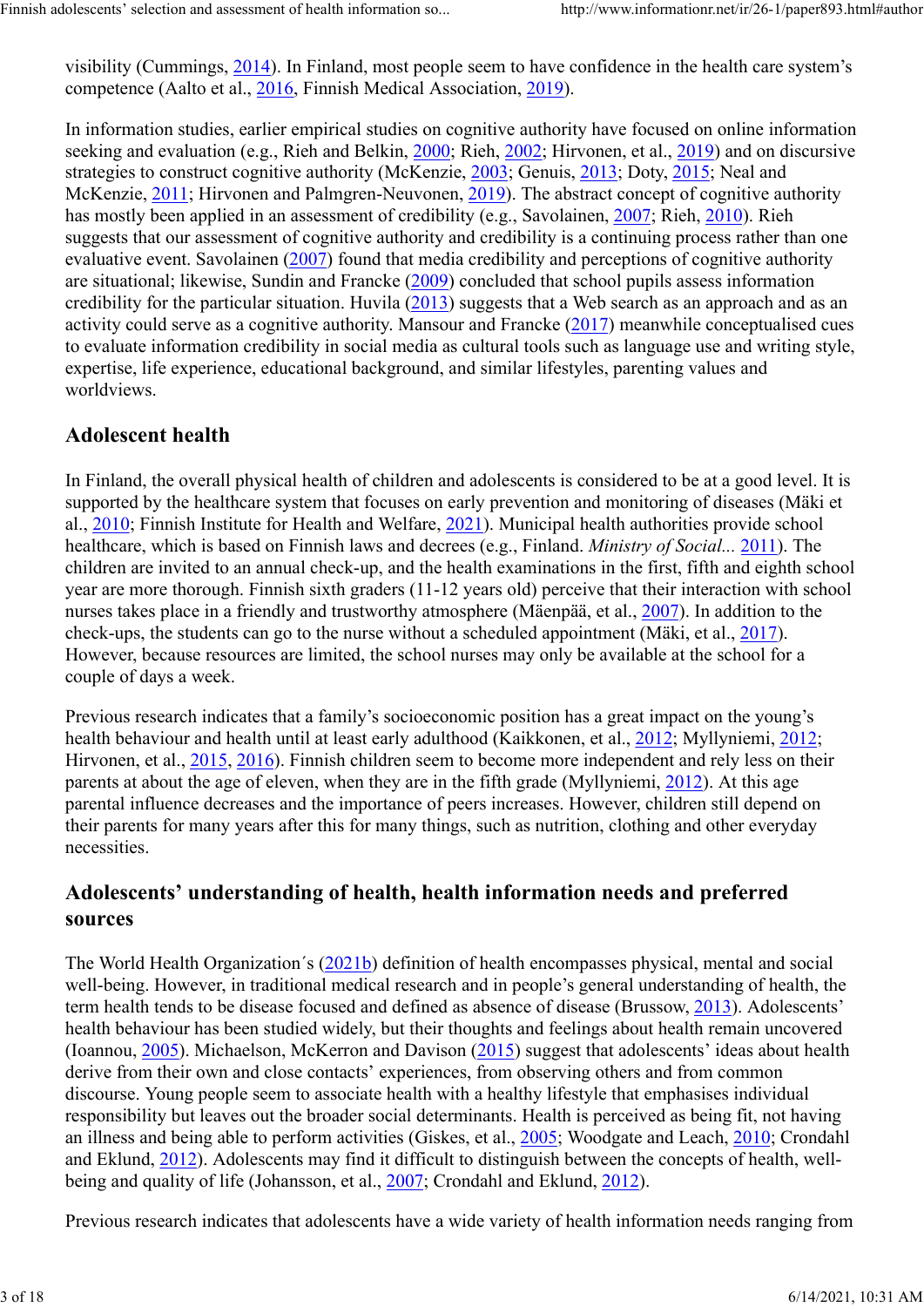visibility (Cummings, 2014). In Finland, most people seem to have confidence in the health care system's competence (Aalto et al., 2016, Finnish Medical Association, 2019).

In information studies, earlier empirical studies on cognitive authority have focused on online information seeking and evaluation (e.g., Rieh and Belkin, 2000; Rieh, 2002; Hirvonen, et al., 2019) and on discursive strategies to construct cognitive authority (McKenzie, 2003; Genuis, 2013; Doty, 2015; Neal and McKenzie, 2011; Hirvonen and Palmgren-Neuvonen, 2019). The abstract concept of cognitive authority has mostly been applied in an assessment of credibility (e.g., Savolainen, 2007; Rieh, 2010). Rieh suggests that our assessment of cognitive authority and credibility is a continuing process rather than one evaluative event. Savolainen (2007) found that media credibility and perceptions of cognitive authority are situational; likewise, Sundin and Francke (2009) concluded that school pupils assess information credibility for the particular situation. Huvila (2013) suggests that a Web search as an approach and as an activity could serve as a cognitive authority. Mansour and Francke (2017) meanwhile conceptualised cues to evaluate information credibility in social media as cultural tools such as language use and writing style, expertise, life experience, educational background, and similar lifestyles, parenting values and worldviews.

## Adolescent health

In Finland, the overall physical health of children and adolescents is considered to be at a good level. It is supported by the healthcare system that focuses on early prevention and monitoring of diseases (Mäki et al., 2010; Finnish Institute for Health and Welfare, 2021). Municipal health authorities provide school healthcare, which is based on Finnish laws and decrees (e.g., Finland. *Ministry of Social...* 2011). The children are invited to an annual check-up, and the health examinations in the first, fifth and eighth school year are more thorough. Finnish sixth graders (11-12 years old) perceive that their interaction with school nurses takes place in a friendly and trustworthy atmosphere (Mäenpää, et al., 2007). In addition to the check-ups, the students can go to the nurse without a scheduled appointment (Mäki, et al., 2017). However, because resources are limited, the school nurses may only be available at the school for a couple of days a week.

Previous research indicates that a family's socioeconomic position has a great impact on the young's health behaviour and health until at least early adulthood (Kaikkonen, et al., 2012; Myllyniemi, 2012; Hirvonen, et al., 2015, 2016). Finnish children seem to become more independent and rely less on their parents at about the age of eleven, when they are in the fifth grade (Myllyniemi, 2012). At this age parental influence decreases and the importance of peers increases. However, children still depend on their parents for many years after this for many things, such as nutrition, clothing and other everyday necessities.

## Adolescents' understanding of health, health information needs and preferred sources

The World Health Organization´s (2021b) definition of health encompasses physical, mental and social well-being. However, in traditional medical research and in people's general understanding of health, the term health tends to be disease focused and defined as absence of disease (Brussow, 2013). Adolescents' health behaviour has been studied widely, but their thoughts and feelings about health remain uncovered (Ioannou, 2005). Michaelson, McKerron and Davison (2015) suggest that adolescents' ideas about health derive from their own and close contacts' experiences, from observing others and from common discourse. Young people seem to associate health with a healthy lifestyle that emphasises individual responsibility but leaves out the broader social determinants. Health is perceived as being fit, not having an illness and being able to perform activities (Giskes, et al., 2005; Woodgate and Leach, 2010; Crondahl and Eklund, 2012). Adolescents may find it difficult to distinguish between the concepts of health, well-being and quality of life (Johansson, et al., 2007; Crondahl and Eklund, 2012).

Previous research indicates that adolescents have a wide variety of health information needs ranging from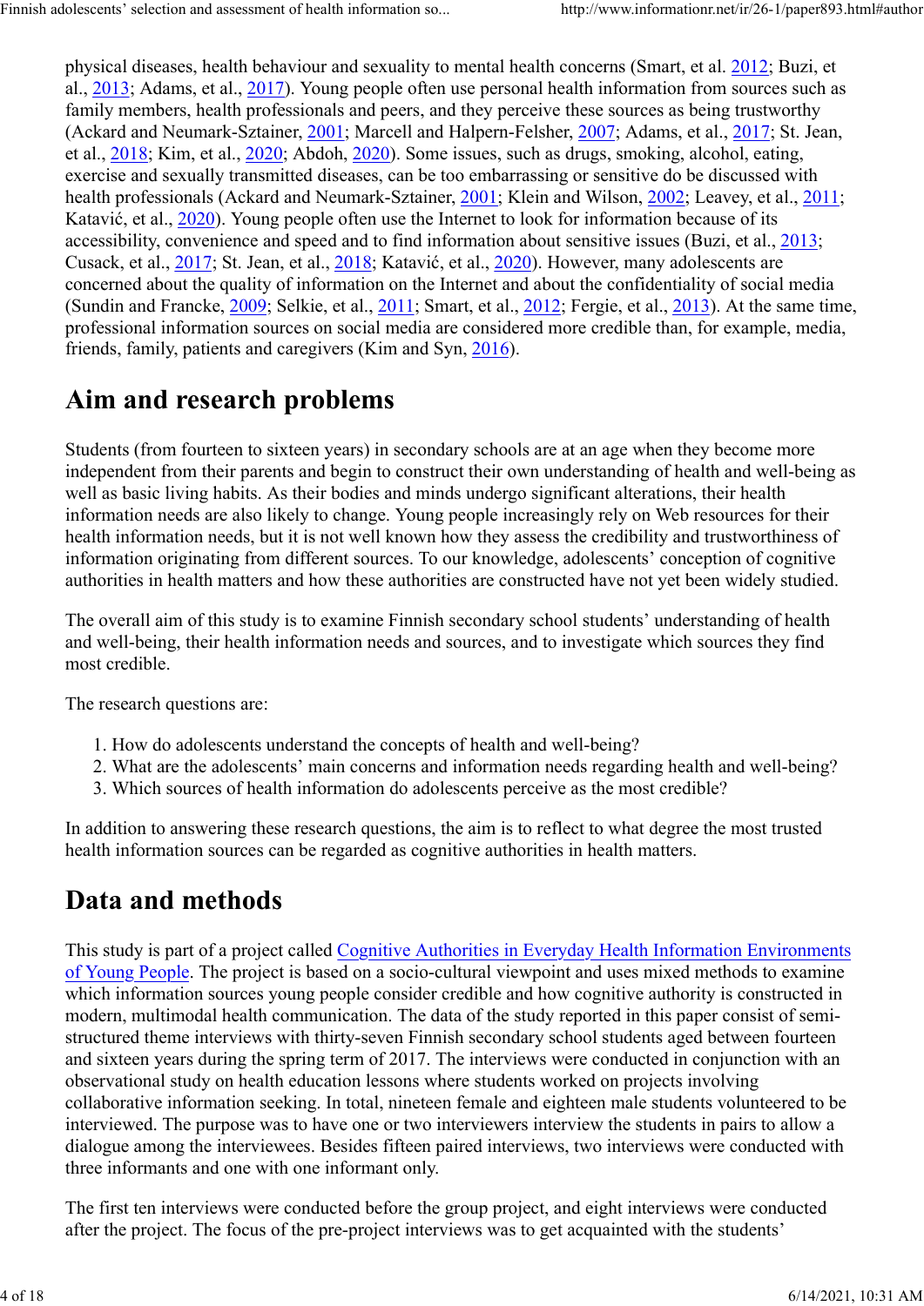physical diseases, health behaviour and sexuality to mental health concerns (Smart, et al. 2012; Buzi, et al., 2013; Adams, et al., 2017). Young people often use personal health information from sources such as family members, health professionals and peers, and they perceive these sources as being trustworthy (Ackard and Neumark-Sztainer, 2001; Marcell and Halpern-Felsher, 2007; Adams, et al., 2017; St. Jean, et al., 2018; Kim, et al., 2020; Abdoh, 2020). Some issues, such as drugs, smoking, alcohol, eating, exercise and sexually transmitted diseases, can be too embarrassing or sensitive do be discussed with health professionals (Ackard and Neumark-Sztainer, 2001; Klein and Wilson, 2002; Leavey, et al., 2011; Katavić, et al., 2020). Young people often use the Internet to look for information because of its accessibility, convenience and speed and to find information about sensitive issues (Buzi, et al., 2013; Cusack, et al., 2017; St. Jean, et al., 2018; Katavić, et al., 2020). However, many adolescents are concerned about the quality of information on the Internet and about the confidentiality of social media (Sundin and Francke, 2009; Selkie, et al., 2011; Smart, et al., 2012; Fergie, et al., 2013). At the same time, professional information sources on social media are considered more credible than, for example, media, friends, family, patients and caregivers (Kim and Syn, 2016).

## Aim and research problems

Students (from fourteen to sixteen years) in secondary schools are at an age when they become more independent from their parents and begin to construct their own understanding of health and well-being as well as basic living habits. As their bodies and minds undergo significant alterations, their health information needs are also likely to change. Young people increasingly rely on Web resources for their health information needs, but it is not well known how they assess the credibility and trustworthiness of information originating from different sources. To our knowledge, adolescents' conception of cognitive authorities in health matters and how these authorities are constructed have not yet been widely studied.

The overall aim of this study is to examine Finnish secondary school students' understanding of health and well-being, their health information needs and sources, and to investigate which sources they find most credible.

The research questions are:

1. How do adolescents understand the concepts of health and well-being?
2. What are the adolescents' main concerns and information needs regarding health and well-being?
3. Which sources of health information do adolescents perceive as the most credible?

In addition to answering these research questions, the aim is to reflect to what degree the most trusted health information sources can be regarded as cognitive authorities in health matters.

## Data and methods

This study is part of a project called Cognitive Authorities in Everyday Health Information Environments of Young People. The project is based on a socio-cultural viewpoint and uses mixed methods to examine which information sources young people consider credible and how cognitive authority is constructed in modern, multimodal health communication. The data of the study reported in this paper consist of semi-structured theme interviews with thirty-seven Finnish secondary school students aged between fourteen and sixteen years during the spring term of 2017. The interviews were conducted in conjunction with an observational study on health education lessons where students worked on projects involving collaborative information seeking. In total, nineteen female and eighteen male students volunteered to be interviewed. The purpose was to have one or two interviewers interview the students in pairs to allow a dialogue among the interviewees. Besides fifteen paired interviews, two interviews were conducted with three informants and one with one informant only.

The first ten interviews were conducted before the group project, and eight interviews were conducted after the project. The focus of the pre-project interviews was to get acquainted with the students'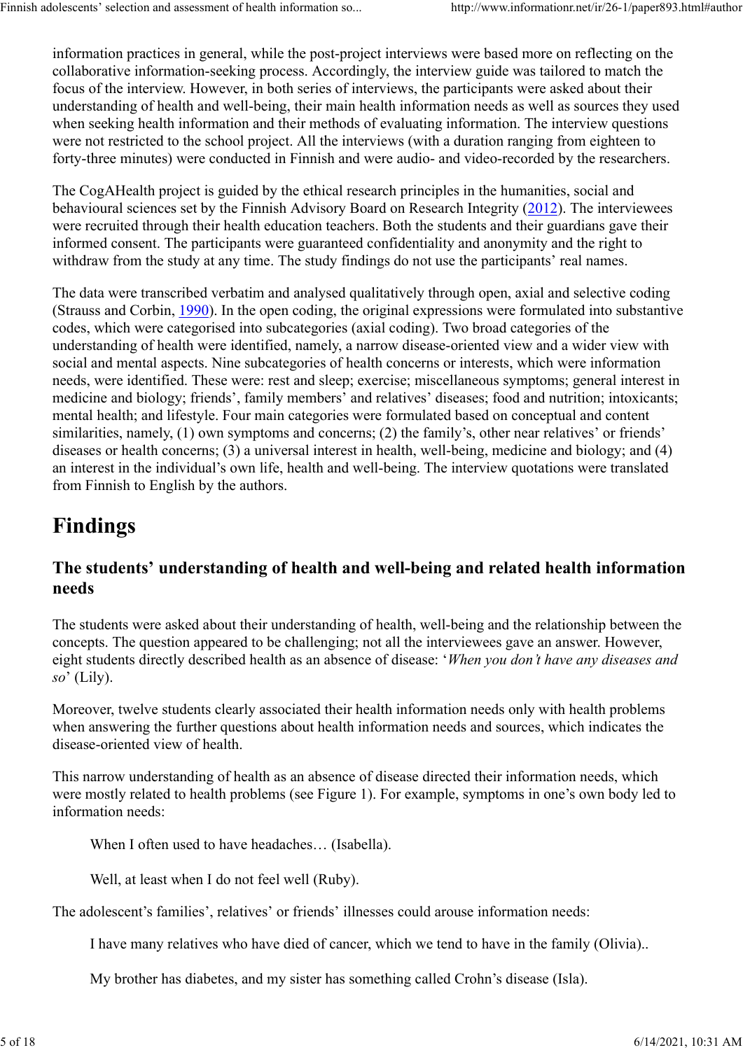information practices in general, while the post-project interviews were based more on reflecting on the collaborative information-seeking process. Accordingly, the interview guide was tailored to match the focus of the interview. However, in both series of interviews, the participants were asked about their understanding of health and well-being, their main health information needs as well as sources they used when seeking health information and their methods of evaluating information. The interview questions were not restricted to the school project. All the interviews (with a duration ranging from eighteen to forty-three minutes) were conducted in Finnish and were audio- and video-recorded by the researchers.

The CogAHealth project is guided by the ethical research principles in the humanities, social and behavioural sciences set by the Finnish Advisory Board on Research Integrity (2012). The interviewees were recruited through their health education teachers. Both the students and their guardians gave their informed consent. The participants were guaranteed confidentiality and anonymity and the right to withdraw from the study at any time. The study findings do not use the participants' real names.

The data were transcribed verbatim and analysed qualitatively through open, axial and selective coding (Strauss and Corbin, 1990). In the open coding, the original expressions were formulated into substantive codes, which were categorised into subcategories (axial coding). Two broad categories of the understanding of health were identified, namely, a narrow disease-oriented view and a wider view with social and mental aspects. Nine subcategories of health concerns or interests, which were information needs, were identified. These were: rest and sleep; exercise; miscellaneous symptoms; general interest in medicine and biology; friends', family members' and relatives' diseases; food and nutrition; intoxicants; mental health; and lifestyle. Four main categories were formulated based on conceptual and content similarities, namely, (1) own symptoms and concerns; (2) the family's, other near relatives' or friends' diseases or health concerns; (3) a universal interest in health, well-being, medicine and biology; and (4) an interest in the individual's own life, health and well-being. The interview quotations were translated from Finnish to English by the authors.

# Findings

## The students' understanding of health and well-being and related health information needs

The students were asked about their understanding of health, well-being and the relationship between the concepts. The question appeared to be challenging; not all the interviewees gave an answer. However, eight students directly described health as an absence of disease: '*When you don't have any diseases and so*' (Lily).

Moreover, twelve students clearly associated their health information needs only with health problems when answering the further questions about health information needs and sources, which indicates the disease-oriented view of health.

This narrow understanding of health as an absence of disease directed their information needs, which were mostly related to health problems (see Figure 1). For example, symptoms in one's own body led to information needs:

> When I often used to have headaches… (Isabella).

> Well, at least when I do not feel well (Ruby).

The adolescent's families', relatives' or friends' illnesses could arouse information needs:

> I have many relatives who have died of cancer, which we tend to have in the family (Olivia)..

> My brother has diabetes, and my sister has something called Crohn's disease (Isla).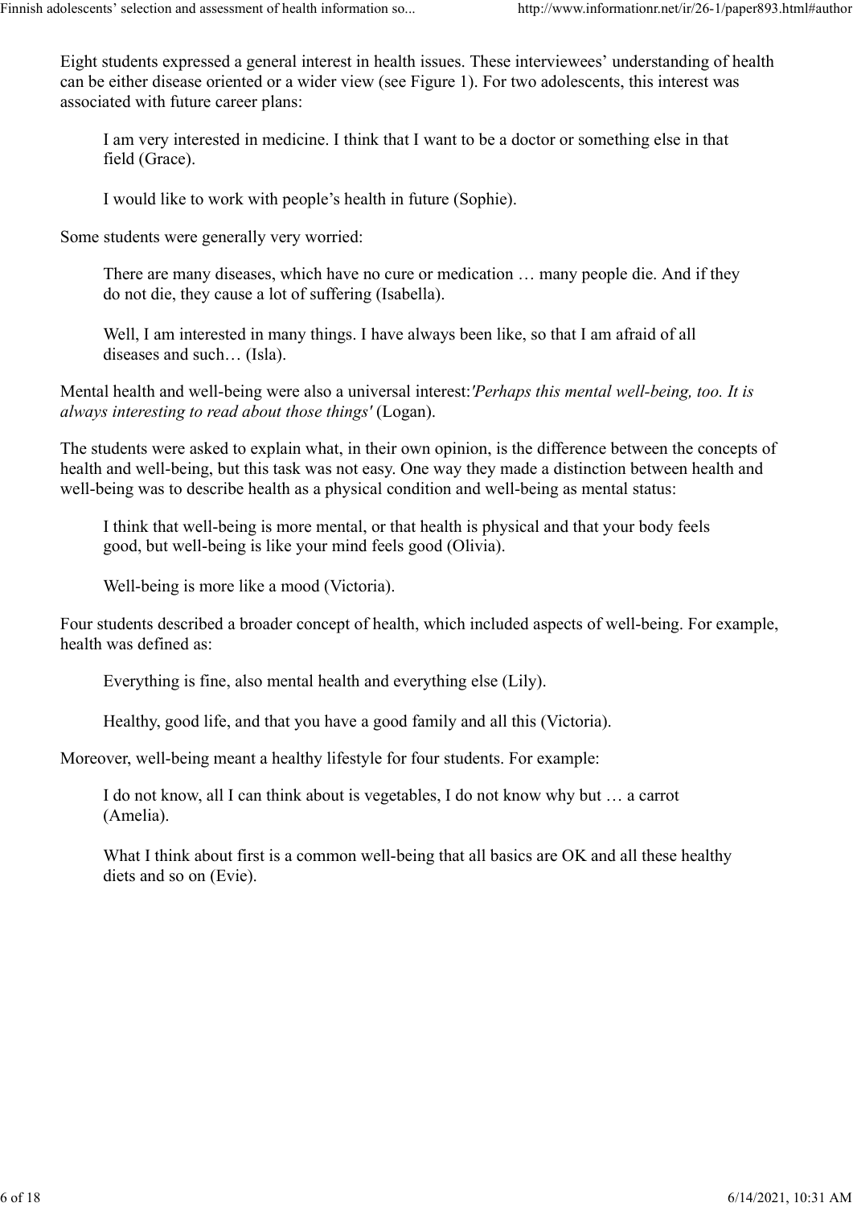Eight students expressed a general interest in health issues. These interviewees' understanding of health can be either disease oriented or a wider view (see Figure 1). For two adolescents, this interest was associated with future career plans:

> I am very interested in medicine. I think that I want to be a doctor or something else in that field (Grace).

> I would like to work with people's health in future (Sophie).

Some students were generally very worried:

> There are many diseases, which have no cure or medication … many people die. And if they do not die, they cause a lot of suffering (Isabella).

> Well, I am interested in many things. I have always been like, so that I am afraid of all diseases and such… (Isla).

Mental health and well-being were also a universal interest:*'Perhaps this mental well-being, too. It is always interesting to read about those things'* (Logan).

The students were asked to explain what, in their own opinion, is the difference between the concepts of health and well-being, but this task was not easy. One way they made a distinction between health and well-being was to describe health as a physical condition and well-being as mental status:

> I think that well-being is more mental, or that health is physical and that your body feels good, but well-being is like your mind feels good (Olivia).

> Well-being is more like a mood (Victoria).

Four students described a broader concept of health, which included aspects of well-being. For example, health was defined as:

> Everything is fine, also mental health and everything else (Lily).

> Healthy, good life, and that you have a good family and all this (Victoria).

Moreover, well-being meant a healthy lifestyle for four students. For example:

> I do not know, all I can think about is vegetables, I do not know why but … a carrot (Amelia).

> What I think about first is a common well-being that all basics are OK and all these healthy diets and so on (Evie).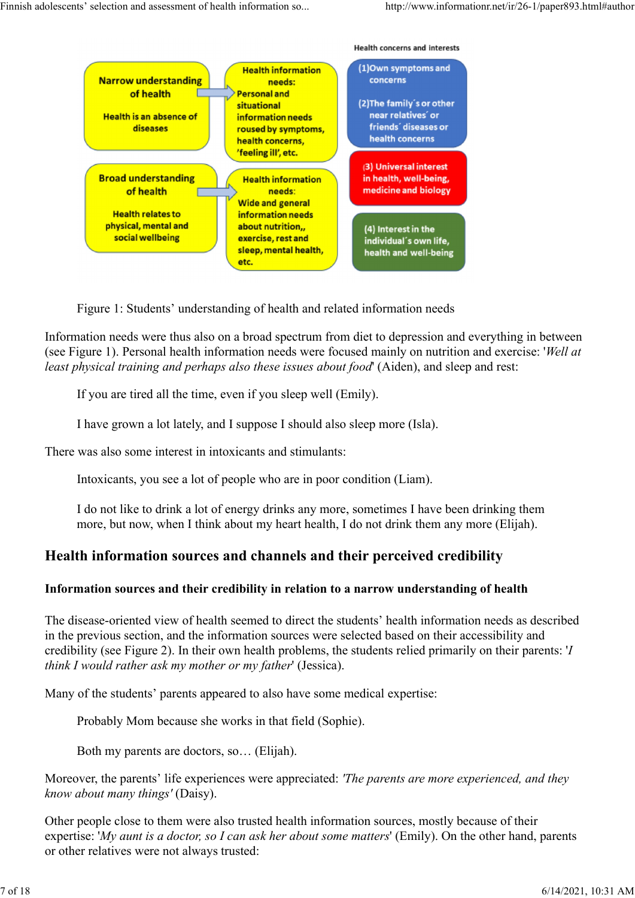Figure 1: Students' understanding of health and related information needs

Information needs were thus also on a broad spectrum from diet to depression and everything in between (see Figure 1). Personal health information needs were focused mainly on nutrition and exercise: '*Well at least physical training and perhaps also these issues about food*' (Aiden), and sleep and rest:

> If you are tired all the time, even if you sleep well (Emily).

> I have grown a lot lately, and I suppose I should also sleep more (Isla).

There was also some interest in intoxicants and stimulants:

> Intoxicants, you see a lot of people who are in poor condition (Liam).

> I do not like to drink a lot of energy drinks any more, sometimes I have been drinking them more, but now, when I think about my heart health, I do not drink them any more (Elijah).

## Health information sources and channels and their perceived credibility

### Information sources and their credibility in relation to a narrow understanding of health

The disease-oriented view of health seemed to direct the students' health information needs as described in the previous section, and the information sources were selected based on their accessibility and credibility (see Figure 2). In their own health problems, the students relied primarily on their parents: '*I think I would rather ask my mother or my father*' (Jessica).

Many of the students' parents appeared to also have some medical expertise:

> Probably Mom because she works in that field (Sophie).

> Both my parents are doctors, so… (Elijah).

Moreover, the parents' life experiences were appreciated: *'The parents are more experienced, and they know about many things'* (Daisy).

Other people close to them were also trusted health information sources, mostly because of their expertise: '*My aunt is a doctor, so I can ask her about some matters*' (Emily). On the other hand, parents or other relatives were not always trusted: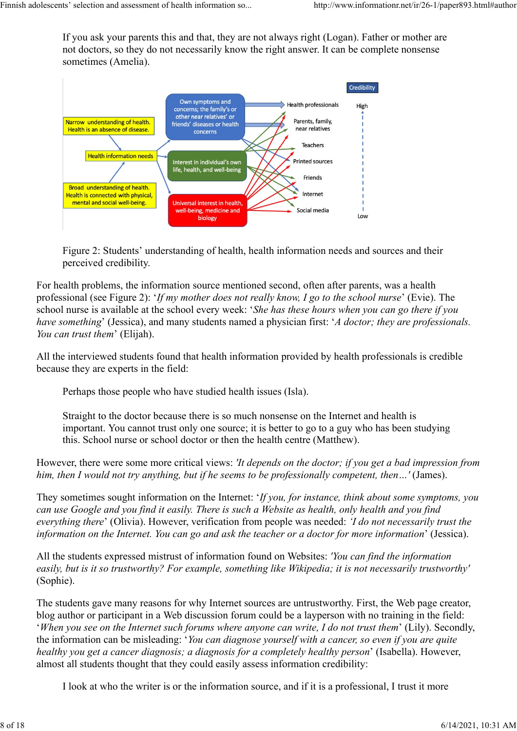> If you ask your parents this and that, they are not always right (Logan). Father or mother are not doctors, so they do not necessarily know the right answer. It can be complete nonsense sometimes (Amelia).

Figure 2: Students' understanding of health, health information needs and sources and their perceived credibility.

For health problems, the information source mentioned second, often after parents, was a health professional (see Figure 2): '*If my mother does not really know, I go to the school nurse*' (Evie). The school nurse is available at the school every week: '*She has these hours when you can go there if you have something*' (Jessica), and many students named a physician first: '*A doctor; they are professionals. You can trust them*' (Elijah).

All the interviewed students found that health information provided by health professionals is credible because they are experts in the field:

> Perhaps those people who have studied health issues (Isla).

> Straight to the doctor because there is so much nonsense on the Internet and health is important. You cannot trust only one source; it is better to go to a guy who has been studying this. School nurse or school doctor or then the health centre (Matthew).

However, there were some more critical views: *'It depends on the doctor; if you get a bad impression from him, then I would not try anything, but if he seems to be professionally competent, then…'* (James).

They sometimes sought information on the Internet: '*If you, for instance, think about some symptoms, you can use Google and you find it easily. There is such a Website as health, only health and you find everything there*' (Olivia). However, verification from people was needed: *'I do not necessarily trust the information on the Internet. You can go and ask the teacher or a doctor for more information*' (Jessica).

All the students expressed mistrust of information found on Websites: *'You can find the information easily, but is it so trustworthy? For example, something like Wikipedia; it is not necessarily trustworthy'* (Sophie).

The students gave many reasons for why Internet sources are untrustworthy. First, the Web page creator, blog author or participant in a Web discussion forum could be a layperson with no training in the field: '*When you see on the Internet such forums where anyone can write, I do not trust them*' (Lily). Secondly, the information can be misleading: '*You can diagnose yourself with a cancer, so even if you are quite healthy you get a cancer diagnosis; a diagnosis for a completely healthy person*' (Isabella). However, almost all students thought that they could easily assess information credibility:

> I look at who the writer is or the information source, and if it is a professional, I trust it more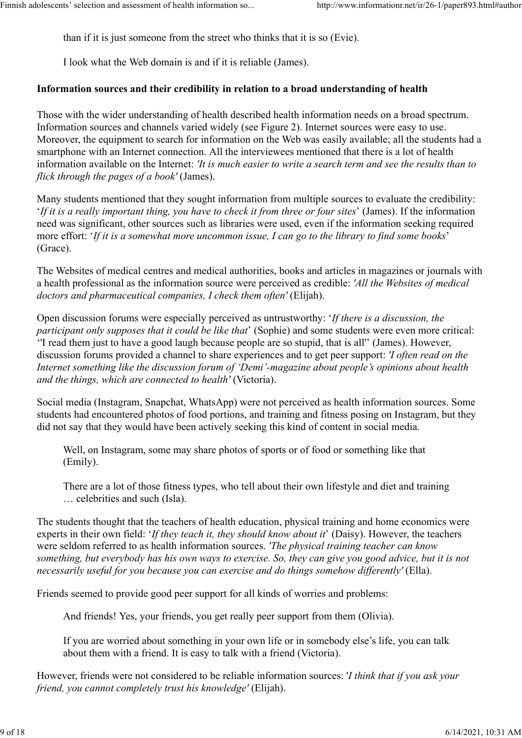than if it is just someone from the street who thinks that it is so (Evie).

> I look what the Web domain is and if it is reliable (James).

### Information sources and their credibility in relation to a broad understanding of health

Those with the wider understanding of health described health information needs on a broad spectrum. Information sources and channels varied widely (see Figure 2). Internet sources were easy to use. Moreover, the equipment to search for information on the Web was easily available; all the students had a smartphone with an Internet connection. All the interviewees mentioned that there is a lot of health information available on the Internet: *'It is much easier to write a search term and see the results than to flick through the pages of a book'* (James).

Many students mentioned that they sought information from multiple sources to evaluate the credibility: '*If it is a really important thing, you have to check it from three or four sites*' (James). If the information need was significant, other sources such as libraries were used, even if the information seeking required more effort: '*If it is a somewhat more uncommon issue, I can go to the library to find some books*' (Grace).

The Websites of medical centres and medical authorities, books and articles in magazines or journals with a health professional as the information source were perceived as credible: *'All the Websites of medical doctors and pharmaceutical companies, I check them often'* (Elijah).

Open discussion forums were especially perceived as untrustworthy: '*If there is a discussion, the participant only supposes that it could be like that*' (Sophie) and some students were even more critical: ''I read them just to have a good laugh because people are so stupid, that is all'' (James). However, discussion forums provided a channel to share experiences and to get peer support: *'I often read on the Internet something like the discussion forum of 'Demi'-magazine about people's opinions about health and the things, which are connected to health'* (Victoria).

Social media (Instagram, Snapchat, WhatsApp) were not perceived as health information sources. Some students had encountered photos of food portions, and training and fitness posing on Instagram, but they did not say that they would have been actively seeking this kind of content in social media.

> Well, on Instagram, some may share photos of sports or of food or something like that (Emily).
>
> There are a lot of those fitness types, who tell about their own lifestyle and diet and training … celebrities and such (Isla).

The students thought that the teachers of health education, physical training and home economics were experts in their own field: '*If they teach it, they should know about it*' (Daisy). However, the teachers were seldom referred to as health information sources. *'The physical training teacher can know something, but everybody has his own ways to exercise. So, they can give you good advice, but it is not necessarily useful for you because you can exercise and do things somehow differently'* (Ella).

Friends seemed to provide good peer support for all kinds of worries and problems:

> And friends! Yes, your friends, you get really peer support from them (Olivia).
>
> If you are worried about something in your own life or in somebody else's life, you can talk about them with a friend. It is easy to talk with a friend (Victoria).

However, friends were not considered to be reliable information sources: '*I think that if you ask your friend, you cannot completely trust his knowledge'* (Elijah).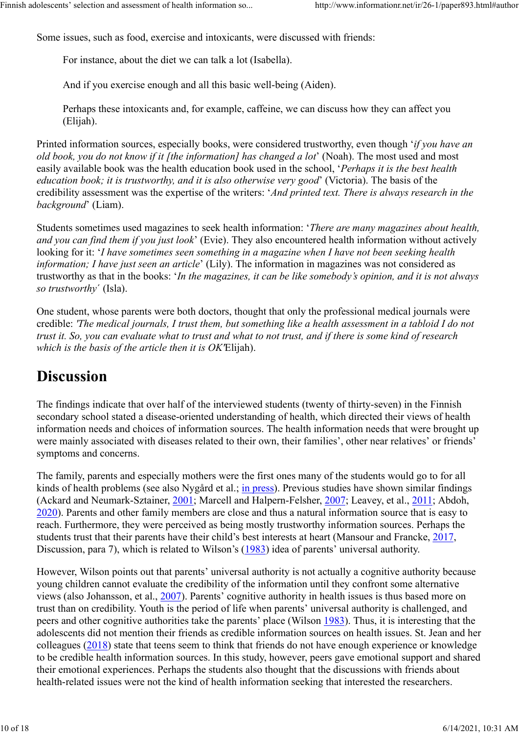Some issues, such as food, exercise and intoxicants, were discussed with friends:

> For instance, about the diet we can talk a lot (Isabella).
>
> And if you exercise enough and all this basic well-being (Aiden).
>
> Perhaps these intoxicants and, for example, caffeine, we can discuss how they can affect you (Elijah).

Printed information sources, especially books, were considered trustworthy, even though '*if you have an old book, you do not know if it [the information] has changed a lot*' (Noah). The most used and most easily available book was the health education book used in the school, '*Perhaps it is the best health education book; it is trustworthy, and it is also otherwise very good*' (Victoria). The basis of the credibility assessment was the expertise of the writers: '*And printed text. There is always research in the background*' (Liam).

Students sometimes used magazines to seek health information: '*There are many magazines about health, and you can find them if you just look*' (Evie). They also encountered health information without actively looking for it: '*I have sometimes seen something in a magazine when I have not been seeking health information; I have just seen an article*' (Lily). The information in magazines was not considered as trustworthy as that in the books: '*In the magazines, it can be like somebody's opinion, and it is not always so trustworthy*´ (Isla).

One student, whose parents were both doctors, thought that only the professional medical journals were credible: *'The medical journals, I trust them, but something like a health assessment in a tabloid I do not trust it. So, you can evaluate what to trust and what to not trust, and if there is some kind of research which is the basis of the article then it is OK'*Elijah).

## Discussion

The findings indicate that over half of the interviewed students (twenty of thirty-seven) in the Finnish secondary school stated a disease-oriented understanding of health, which directed their views of health information needs and choices of information sources. The health information needs that were brought up were mainly associated with diseases related to their own, their families', other near relatives' or friends' symptoms and concerns.

The family, parents and especially mothers were the first ones many of the students would go to for all kinds of health problems (see also Nygård et al.; in press). Previous studies have shown similar findings (Ackard and Neumark-Sztainer, 2001; Marcell and Halpern-Felsher, 2007; Leavey, et al., 2011; Abdoh, 2020). Parents and other family members are close and thus a natural information source that is easy to reach. Furthermore, they were perceived as being mostly trustworthy information sources. Perhaps the students trust that their parents have their child's best interests at heart (Mansour and Francke, 2017, Discussion, para 7), which is related to Wilson's (1983) idea of parents' universal authority.

However, Wilson points out that parents' universal authority is not actually a cognitive authority because young children cannot evaluate the credibility of the information until they confront some alternative views (also Johansson, et al., 2007). Parents' cognitive authority in health issues is thus based more on trust than on credibility. Youth is the period of life when parents' universal authority is challenged, and peers and other cognitive authorities take the parents' place (Wilson 1983). Thus, it is interesting that the adolescents did not mention their friends as credible information sources on health issues. St. Jean and her colleagues (2018) state that teens seem to think that friends do not have enough experience or knowledge to be credible health information sources. In this study, however, peers gave emotional support and shared their emotional experiences. Perhaps the students also thought that the discussions with friends about health-related issues were not the kind of health information seeking that interested the researchers.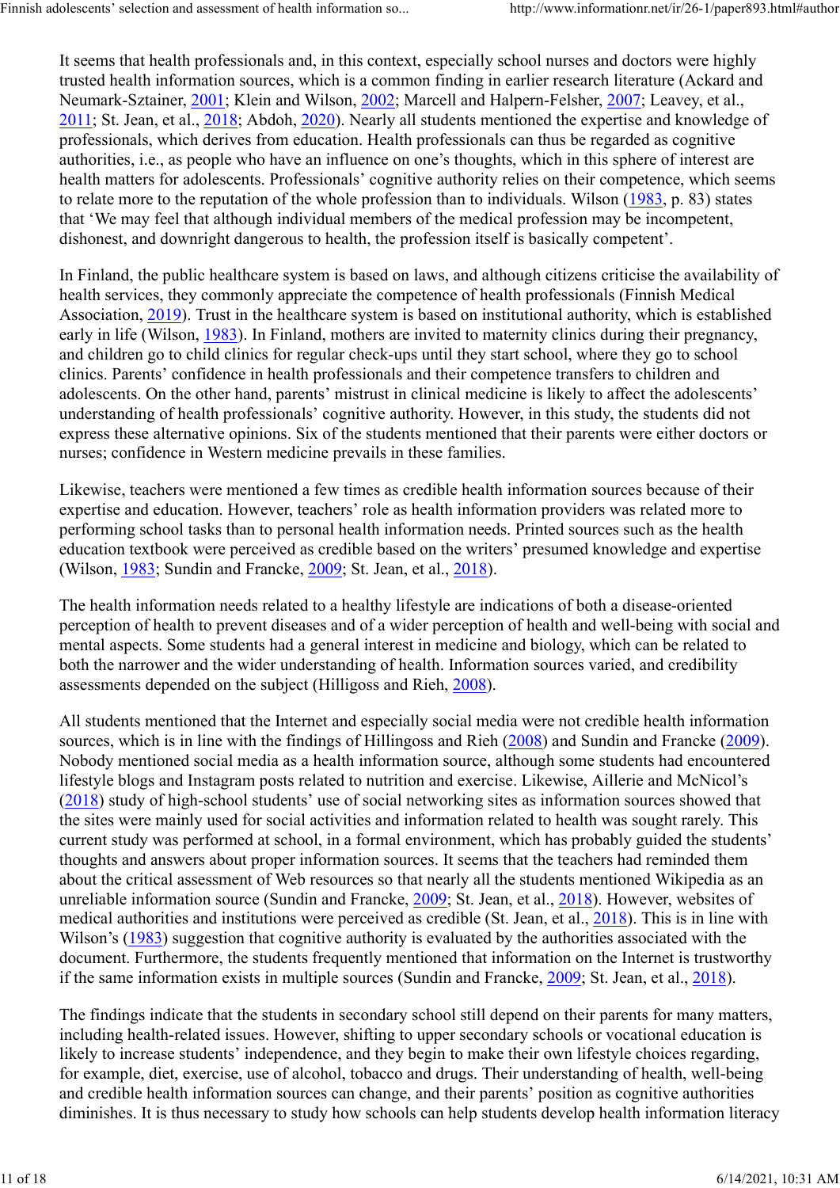It seems that health professionals and, in this context, especially school nurses and doctors were highly trusted health information sources, which is a common finding in earlier research literature (Ackard and Neumark-Sztainer, 2001; Klein and Wilson, 2002; Marcell and Halpern-Felsher, 2007; Leavey, et al., 2011; St. Jean, et al., 2018; Abdoh, 2020). Nearly all students mentioned the expertise and knowledge of professionals, which derives from education. Health professionals can thus be regarded as cognitive authorities, i.e., as people who have an influence on one's thoughts, which in this sphere of interest are health matters for adolescents. Professionals' cognitive authority relies on their competence, which seems to relate more to the reputation of the whole profession than to individuals. Wilson (1983, p. 83) states that 'We may feel that although individual members of the medical profession may be incompetent, dishonest, and downright dangerous to health, the profession itself is basically competent'.

In Finland, the public healthcare system is based on laws, and although citizens criticise the availability of health services, they commonly appreciate the competence of health professionals (Finnish Medical Association, 2019). Trust in the healthcare system is based on institutional authority, which is established early in life (Wilson, 1983). In Finland, mothers are invited to maternity clinics during their pregnancy, and children go to child clinics for regular check-ups until they start school, where they go to school clinics. Parents' confidence in health professionals and their competence transfers to children and adolescents. On the other hand, parents' mistrust in clinical medicine is likely to affect the adolescents' understanding of health professionals' cognitive authority. However, in this study, the students did not express these alternative opinions. Six of the students mentioned that their parents were either doctors or nurses; confidence in Western medicine prevails in these families.

Likewise, teachers were mentioned a few times as credible health information sources because of their expertise and education. However, teachers' role as health information providers was related more to performing school tasks than to personal health information needs. Printed sources such as the health education textbook were perceived as credible based on the writers' presumed knowledge and expertise (Wilson, 1983; Sundin and Francke, 2009; St. Jean, et al., 2018).

The health information needs related to a healthy lifestyle are indications of both a disease-oriented perception of health to prevent diseases and of a wider perception of health and well-being with social and mental aspects. Some students had a general interest in medicine and biology, which can be related to both the narrower and the wider understanding of health. Information sources varied, and credibility assessments depended on the subject (Hilligoss and Rieh, 2008).

All students mentioned that the Internet and especially social media were not credible health information sources, which is in line with the findings of Hillingoss and Rieh (2008) and Sundin and Francke (2009). Nobody mentioned social media as a health information source, although some students had encountered lifestyle blogs and Instagram posts related to nutrition and exercise. Likewise, Aillerie and McNicol's (2018) study of high-school students' use of social networking sites as information sources showed that the sites were mainly used for social activities and information related to health was sought rarely. This current study was performed at school, in a formal environment, which has probably guided the students' thoughts and answers about proper information sources. It seems that the teachers had reminded them about the critical assessment of Web resources so that nearly all the students mentioned Wikipedia as an unreliable information source (Sundin and Francke, 2009; St. Jean, et al., 2018). However, websites of medical authorities and institutions were perceived as credible (St. Jean, et al., 2018). This is in line with Wilson's (1983) suggestion that cognitive authority is evaluated by the authorities associated with the document. Furthermore, the students frequently mentioned that information on the Internet is trustworthy if the same information exists in multiple sources (Sundin and Francke, 2009; St. Jean, et al., 2018).

The findings indicate that the students in secondary school still depend on their parents for many matters, including health-related issues. However, shifting to upper secondary schools or vocational education is likely to increase students' independence, and they begin to make their own lifestyle choices regarding, for example, diet, exercise, use of alcohol, tobacco and drugs. Their understanding of health, well-being and credible health information sources can change, and their parents' position as cognitive authorities diminishes. It is thus necessary to study how schools can help students develop health information literacy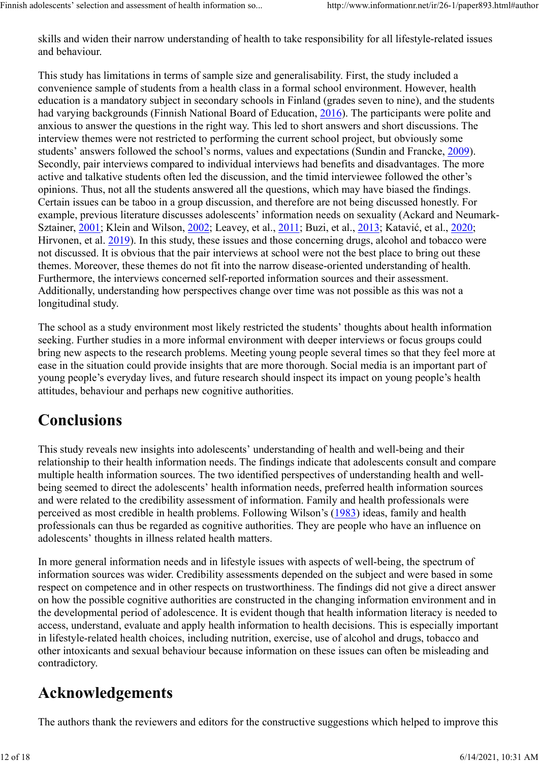skills and widen their narrow understanding of health to take responsibility for all lifestyle-related issues and behaviour.

This study has limitations in terms of sample size and generalisability. First, the study included a convenience sample of students from a health class in a formal school environment. However, health education is a mandatory subject in secondary schools in Finland (grades seven to nine), and the students had varying backgrounds (Finnish National Board of Education, 2016). The participants were polite and anxious to answer the questions in the right way. This led to short answers and short discussions. The interview themes were not restricted to performing the current school project, but obviously some students' answers followed the school's norms, values and expectations (Sundin and Francke, 2009). Secondly, pair interviews compared to individual interviews had benefits and disadvantages. The more active and talkative students often led the discussion, and the timid interviewee followed the other's opinions. Thus, not all the students answered all the questions, which may have biased the findings. Certain issues can be taboo in a group discussion, and therefore are not being discussed honestly. For example, previous literature discusses adolescents' information needs on sexuality (Ackard and Neumark-Sztainer, 2001; Klein and Wilson, 2002; Leavey, et al., 2011; Buzi, et al., 2013; Katavić, et al., 2020; Hirvonen, et al. 2019). In this study, these issues and those concerning drugs, alcohol and tobacco were not discussed. It is obvious that the pair interviews at school were not the best place to bring out these themes. Moreover, these themes do not fit into the narrow disease-oriented understanding of health. Furthermore, the interviews concerned self-reported information sources and their assessment. Additionally, understanding how perspectives change over time was not possible as this was not a longitudinal study.

The school as a study environment most likely restricted the students' thoughts about health information seeking. Further studies in a more informal environment with deeper interviews or focus groups could bring new aspects to the research problems. Meeting young people several times so that they feel more at ease in the situation could provide insights that are more thorough. Social media is an important part of young people's everyday lives, and future research should inspect its impact on young people's health attitudes, behaviour and perhaps new cognitive authorities.

# Conclusions

This study reveals new insights into adolescents' understanding of health and well-being and their relationship to their health information needs. The findings indicate that adolescents consult and compare multiple health information sources. The two identified perspectives of understanding health and well-being seemed to direct the adolescents' health information needs, preferred health information sources and were related to the credibility assessment of information. Family and health professionals were perceived as most credible in health problems. Following Wilson's (1983) ideas, family and health professionals can thus be regarded as cognitive authorities. They are people who have an influence on adolescents' thoughts in illness related health matters.

In more general information needs and in lifestyle issues with aspects of well-being, the spectrum of information sources was wider. Credibility assessments depended on the subject and were based in some respect on competence and in other respects on trustworthiness. The findings did not give a direct answer on how the possible cognitive authorities are constructed in the changing information environment and in the developmental period of adolescence. It is evident though that health information literacy is needed to access, understand, evaluate and apply health information to health decisions. This is especially important in lifestyle-related health choices, including nutrition, exercise, use of alcohol and drugs, tobacco and other intoxicants and sexual behaviour because information on these issues can often be misleading and contradictory.

# Acknowledgements

The authors thank the reviewers and editors for the constructive suggestions which helped to improve this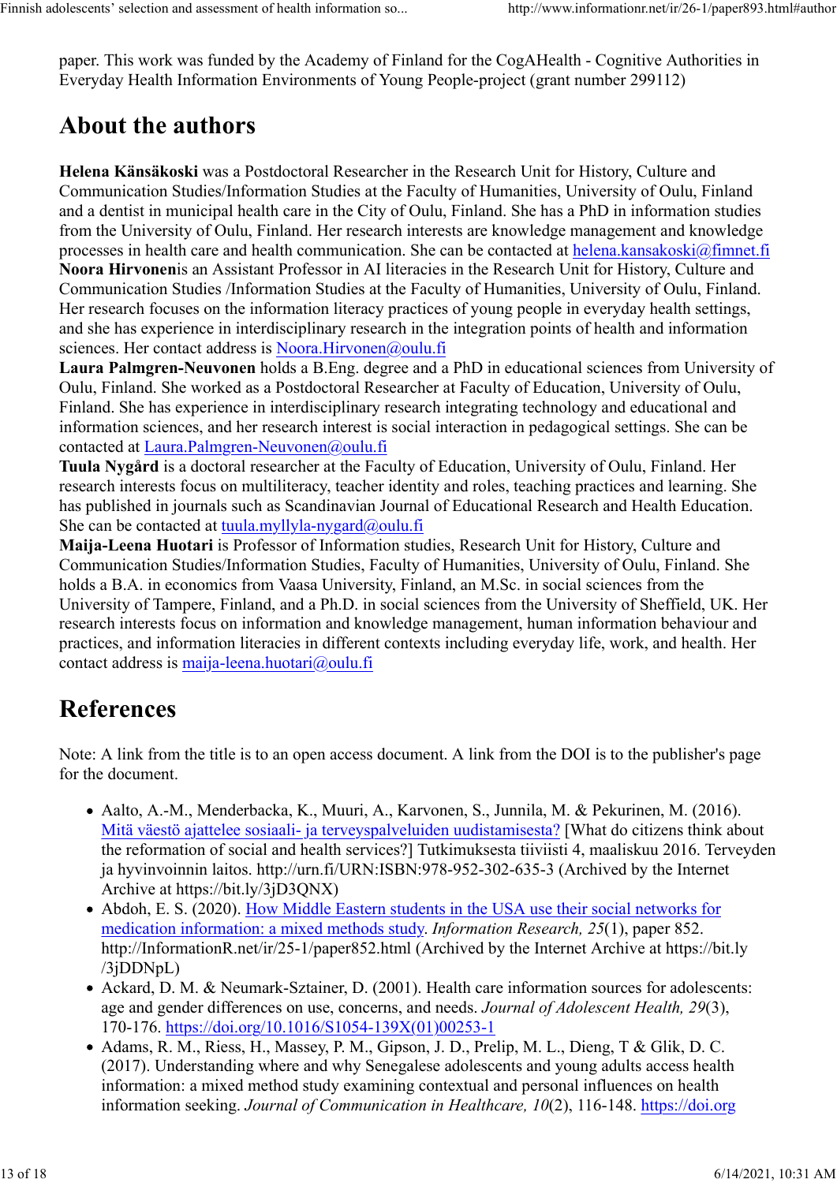paper. This work was funded by the Academy of Finland for the CogAHealth - Cognitive Authorities in Everyday Health Information Environments of Young People-project (grant number 299112)

## About the authors

**Helena Känsäkoski** was a Postdoctoral Researcher in the Research Unit for History, Culture and Communication Studies/Information Studies at the Faculty of Humanities, University of Oulu, Finland and a dentist in municipal health care in the City of Oulu, Finland. She has a PhD in information studies from the University of Oulu, Finland. Her research interests are knowledge management and knowledge processes in health care and health communication. She can be contacted at helena.kansakoski@fimnet.fi
**Noora Hirvonen**is an Assistant Professor in AI literacies in the Research Unit for History, Culture and Communication Studies /Information Studies at the Faculty of Humanities, University of Oulu, Finland. Her research focuses on the information literacy practices of young people in everyday health settings, and she has experience in interdisciplinary research in the integration points of health and information sciences. Her contact address is Noora.Hirvonen@oulu.fi
**Laura Palmgren-Neuvonen** holds a B.Eng. degree and a PhD in educational sciences from University of Oulu, Finland. She worked as a Postdoctoral Researcher at Faculty of Education, University of Oulu, Finland. She has experience in interdisciplinary research integrating technology and educational and information sciences, and her research interest is social interaction in pedagogical settings. She can be contacted at Laura.Palmgren-Neuvonen@oulu.fi
**Tuula Nygård** is a doctoral researcher at the Faculty of Education, University of Oulu, Finland. Her research interests focus on multiliteracy, teacher identity and roles, teaching practices and learning. She has published in journals such as Scandinavian Journal of Educational Research and Health Education. She can be contacted at tuula.myllyla-nygard@oulu.fi
**Maija-Leena Huotari** is Professor of Information studies, Research Unit for History, Culture and Communication Studies/Information Studies, Faculty of Humanities, University of Oulu, Finland. She holds a B.A. in economics from Vaasa University, Finland, an M.Sc. in social sciences from the University of Tampere, Finland, and a Ph.D. in social sciences from the University of Sheffield, UK. Her research interests focus on information and knowledge management, human information behaviour and practices, and information literacies in different contexts including everyday life, work, and health. Her contact address is maija-leena.huotari@oulu.fi

## References

Note: A link from the title is to an open access document. A link from the DOI is to the publisher's page for the document.

- Aalto, A.-M., Menderbacka, K., Muuri, A., Karvonen, S., Junnila, M. & Pekurinen, M. (2016). Mitä väestö ajattelee sosiaali- ja terveyspalveluiden uudistamisesta? [What do citizens think about the reformation of social and health services?] Tutkimuksesta tiiviisti 4, maaliskuu 2016. Terveyden ja hyvinvoinnin laitos. http://urn.fi/URN:ISBN:978-952-302-635-3 (Archived by the Internet Archive at https://bit.ly/3jD3QNX)
- Abdoh, E. S. (2020). How Middle Eastern students in the USA use their social networks for medication information: a mixed methods study. *Information Research, 25*(1), paper 852. http://InformationR.net/ir/25-1/paper852.html (Archived by the Internet Archive at https://bit.ly/3jDDNpL)
- Ackard, D. M. & Neumark-Sztainer, D. (2001). Health care information sources for adolescents: age and gender differences on use, concerns, and needs. *Journal of Adolescent Health, 29*(3), 170-176. https://doi.org/10.1016/S1054-139X(01)00253-1
- Adams, R. M., Riess, H., Massey, P. M., Gipson, J. D., Prelip, M. L., Dieng, T & Glik, D. C. (2017). Understanding where and why Senegalese adolescents and young adults access health information: a mixed method study examining contextual and personal influences on health information seeking. *Journal of Communication in Healthcare, 10*(2), 116-148. https://doi.org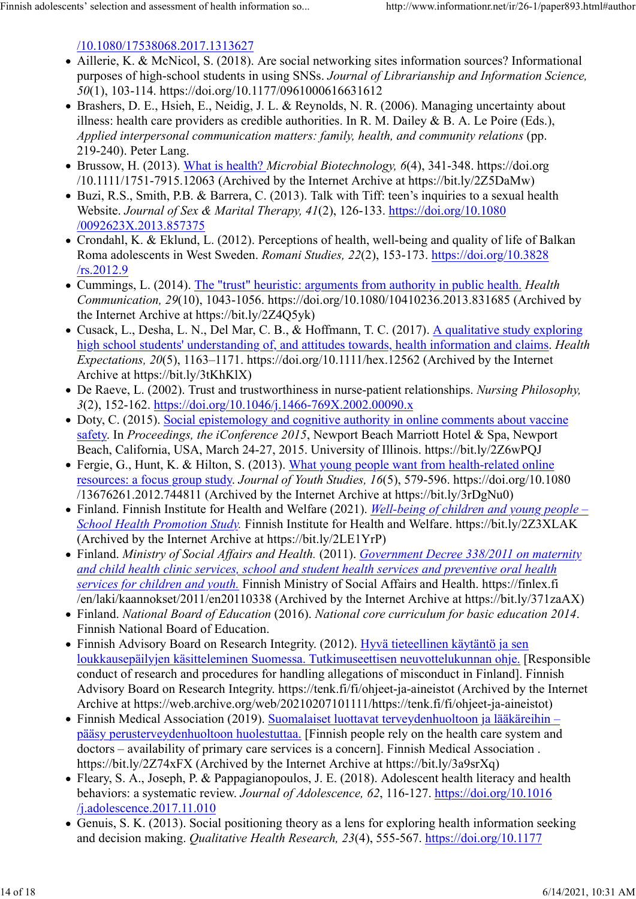/10.1080/17538068.2017.1313627

- Aillerie, K. & McNicol, S. (2018). Are social networking sites information sources? Informational purposes of high-school students in using SNSs. *Journal of Librarianship and Information Science, 50*(1), 103-114. https://doi.org/10.1177/0961000616631612
- Brashers, D. E., Hsieh, E., Neidig, J. L. & Reynolds, N. R. (2006). Managing uncertainty about illness: health care providers as credible authorities. In R. M. Dailey & B. A. Le Poire (Eds.), *Applied interpersonal communication matters: family, health, and community relations* (pp. 219-240). Peter Lang.
- Brussow, H. (2013). What is health? *Microbial Biotechnology, 6*(4), 341-348. https://doi.org/10.1111/1751-7915.12063 (Archived by the Internet Archive at https://bit.ly/2Z5DaMw)
- Buzi, R.S., Smith, P.B. & Barrera, C. (2013). Talk with Tiff: teen's inquiries to a sexual health Website. *Journal of Sex & Marital Therapy, 41*(2), 126-133. https://doi.org/10.1080/0092623X.2013.857375
- Crondahl, K. & Eklund, L. (2012). Perceptions of health, well-being and quality of life of Balkan Roma adolescents in West Sweden. *Romani Studies, 22*(2), 153-173. https://doi.org/10.3828/rs.2012.9
- Cummings, L. (2014). The "trust" heuristic: arguments from authority in public health. *Health Communication, 29*(10), 1043-1056. https://doi.org/10.1080/10410236.2013.831685 (Archived by the Internet Archive at https://bit.ly/2Z4Q5yk)
- Cusack, L., Desha, L. N., Del Mar, C. B., & Hoffmann, T. C. (2017). A qualitative study exploring high school students' understanding of, and attitudes towards, health information and claims. *Health Expectations, 20*(5), 1163–1171. https://doi.org/10.1111/hex.12562 (Archived by the Internet Archive at https://bit.ly/3tKhKlX)
- De Raeve, L. (2002). Trust and trustworthiness in nurse-patient relationships. *Nursing Philosophy, 3*(2), 152-162. https://doi.org/10.1046/j.1466-769X.2002.00090.x
- Doty, C. (2015). Social epistemology and cognitive authority in online comments about vaccine safety. In *Proceedings, the iConference 2015*, Newport Beach Marriott Hotel & Spa, Newport Beach, California, USA, March 24-27, 2015. University of Illinois. https://bit.ly/2Z6wPQJ
- Fergie, G., Hunt, K. & Hilton, S. (2013). What young people want from health-related online resources: a focus group study. *Journal of Youth Studies, 16*(5), 579-596. https://doi.org/10.1080/13676261.2012.744811 (Archived by the Internet Archive at https://bit.ly/3rDgNu0)
- Finland. Finnish Institute for Health and Welfare (2021). *Well-being of children and young people – School Health Promotion Study.* Finnish Institute for Health and Welfare. https://bit.ly/2Z3XLAK (Archived by the Internet Archive at https://bit.ly/2LE1YrP)
- Finland. *Ministry of Social Affairs and Health.* (2011). *Government Decree 338/2011 on maternity and child health clinic services, school and student health services and preventive oral health services for children and youth.* Finnish Ministry of Social Affairs and Health. https://finlex.fi/en/laki/kaannokset/2011/en20110338 (Archived by the Internet Archive at https://bit.ly/371zaAX)
- Finland. *National Board of Education* (2016). *National core curriculum for basic education 2014*. Finnish National Board of Education.
- Finnish Advisory Board on Research Integrity. (2012). Hyvä tieteellinen käytäntö ja sen loukkausepäilyjen käsitteleminen Suomessa. Tutkimuseettisen neuvottelukunnan ohje. [Responsible conduct of research and procedures for handling allegations of misconduct in Finland]. Finnish Advisory Board on Research Integrity. https://tenk.fi/fi/ohjeet-ja-aineistot (Archived by the Internet Archive at https://web.archive.org/web/20210207101111/https://tenk.fi/fi/ohjeet-ja-aineistot)
- Finnish Medical Association (2019). Suomalaiset luottavat terveydenhuoltoon ja lääkäreihin – pääsy perusterveydenhuoltoon huolestuttaa. [Finnish people rely on the health care system and doctors – availability of primary care services is a concern]. Finnish Medical Association . https://bit.ly/2Z74xFX (Archived by the Internet Archive at https://bit.ly/3a9srXq)
- Fleary, S. A., Joseph, P. & Pappagianopoulos, J. E. (2018). Adolescent health literacy and health behaviors: a systematic review. *Journal of Adolescence, 62*, 116-127. https://doi.org/10.1016/j.adolescence.2017.11.010
- Genuis, S. K. (2013). Social positioning theory as a lens for exploring health information seeking and decision making. *Qualitative Health Research, 23*(4), 555-567. https://doi.org/10.1177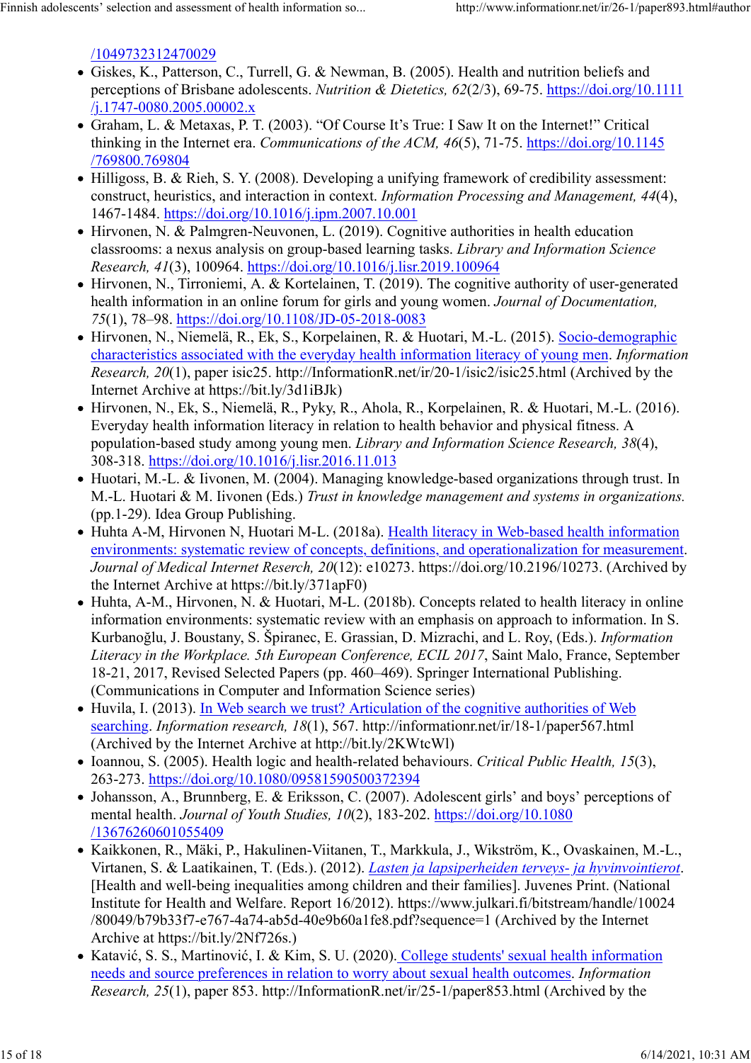/1049732312470029

- Giskes, K., Patterson, C., Turrell, G. & Newman, B. (2005). Health and nutrition beliefs and perceptions of Brisbane adolescents. *Nutrition & Dietetics, 62*(2/3), 69-75. https://doi.org/10.1111/j.1747-0080.2005.00002.x
- Graham, L. & Metaxas, P. T. (2003). "Of Course It's True: I Saw It on the Internet!" Critical thinking in the Internet era. *Communications of the ACM, 46*(5), 71-75. https://doi.org/10.1145/769800.769804
- Hilligoss, B. & Rieh, S. Y. (2008). Developing a unifying framework of credibility assessment: construct, heuristics, and interaction in context. *Information Processing and Management, 44*(4), 1467-1484. https://doi.org/10.1016/j.ipm.2007.10.001
- Hirvonen, N. & Palmgren-Neuvonen, L. (2019). Cognitive authorities in health education classrooms: a nexus analysis on group-based learning tasks. *Library and Information Science Research, 41*(3), 100964. https://doi.org/10.1016/j.lisr.2019.100964
- Hirvonen, N., Tirroniemi, A. & Kortelainen, T. (2019). The cognitive authority of user-generated health information in an online forum for girls and young women. *Journal of Documentation, 75*(1), 78–98. https://doi.org/10.1108/JD-05-2018-0083
- Hirvonen, N., Niemelä, R., Ek, S., Korpelainen, R. & Huotari, M.-L. (2015). Socio-demographic characteristics associated with the everyday health information literacy of young men. *Information Research, 20*(1), paper isic25. http://InformationR.net/ir/20-1/isic2/isic25.html (Archived by the Internet Archive at https://bit.ly/3d1iBJk)
- Hirvonen, N., Ek, S., Niemelä, R., Pyky, R., Ahola, R., Korpelainen, R. & Huotari, M.-L. (2016). Everyday health information literacy in relation to health behavior and physical fitness. A population-based study among young men. *Library and Information Science Research, 38*(4), 308-318. https://doi.org/10.1016/j.lisr.2016.11.013
- Huotari, M.-L. & Iivonen, M. (2004). Managing knowledge-based organizations through trust. In M.-L. Huotari & M. Iivonen (Eds.) *Trust in knowledge management and systems in organizations.* (pp.1-29). Idea Group Publishing.
- Huhta A-M, Hirvonen N, Huotari M-L. (2018a). Health literacy in Web-based health information environments: systematic review of concepts, definitions, and operationalization for measurement. *Journal of Medical Internet Reserch, 20*(12): e10273. https://doi.org/10.2196/10273. (Archived by the Internet Archive at https://bit.ly/371apF0)
- Huhta, A-M., Hirvonen, N. & Huotari, M-L. (2018b). Concepts related to health literacy in online information environments: systematic review with an emphasis on approach to information. In S. Kurbanoğlu, J. Boustany, S. Špiranec, E. Grassian, D. Mizrachi, and L. Roy, (Eds.). *Information Literacy in the Workplace. 5th European Conference, ECIL 2017*, Saint Malo, France, September 18-21, 2017, Revised Selected Papers (pp. 460–469). Springer International Publishing. (Communications in Computer and Information Science series)
- Huvila, I. (2013). In Web search we trust? Articulation of the cognitive authorities of Web searching. *Information research, 18*(1), 567. http://informationr.net/ir/18-1/paper567.html (Archived by the Internet Archive at http://bit.ly/2KWtcWl)
- Ioannou, S. (2005). Health logic and health-related behaviours. *Critical Public Health, 15*(3), 263-273. https://doi.org/10.1080/09581590500372394
- Johansson, A., Brunnberg, E. & Eriksson, C. (2007). Adolescent girls' and boys' perceptions of mental health. *Journal of Youth Studies, 10*(2), 183-202. https://doi.org/10.1080/13676260601055409
- Kaikkonen, R., Mäki, P., Hakulinen-Viitanen, T., Markkula, J., Wikström, K., Ovaskainen, M.-L., Virtanen, S. & Laatikainen, T. (Eds.). (2012). *Lasten ja lapsiperheiden terveys- ja hyvinvointierot*. [Health and well-being inequalities among children and their families]. Juvenes Print. (National Institute for Health and Welfare. Report 16/2012). https://www.julkari.fi/bitstream/handle/10024/80049/b79b33f7-e767-4a74-ab5d-40e9b60a1fe8.pdf?sequence=1 (Archived by the Internet Archive at https://bit.ly/2Nf726s.)
- Katavić, S. S., Martinović, I. & Kim, S. U. (2020). College students' sexual health information needs and source preferences in relation to worry about sexual health outcomes. *Information Research, 25*(1), paper 853. http://InformationR.net/ir/25-1/paper853.html (Archived by the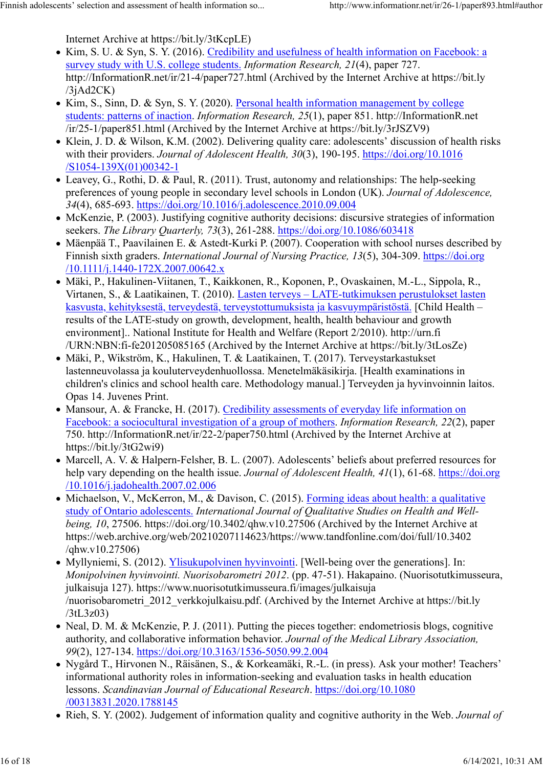Internet Archive at https://bit.ly/3tKcpLE)

- Kim, S. U. & Syn, S. Y. (2016). Credibility and usefulness of health information on Facebook: a survey study with U.S. college students. *Information Research, 21*(4), paper 727. http://InformationR.net/ir/21-4/paper727.html (Archived by the Internet Archive at https://bit.ly/3jAd2CK)
- Kim, S., Sinn, D. & Syn, S. Y. (2020). Personal health information management by college students: patterns of inaction. *Information Research, 25*(1), paper 851. http://InformationR.net/ir/25-1/paper851.html (Archived by the Internet Archive at https://bit.ly/3rJSZV9)
- Klein, J. D. & Wilson, K.M. (2002). Delivering quality care: adolescents' discussion of health risks with their providers. *Journal of Adolescent Health, 30*(3), 190-195. https://doi.org/10.1016/S1054-139X(01)00342-1
- Leavey, G., Rothi, D. & Paul, R. (2011). Trust, autonomy and relationships: The help-seeking preferences of young people in secondary level schools in London (UK). *Journal of Adolescence, 34*(4), 685-693. https://doi.org/10.1016/j.adolescence.2010.09.004
- McKenzie, P. (2003). Justifying cognitive authority decisions: discursive strategies of information seekers. *The Library Quarterly, 73*(3), 261-288. https://doi.org/10.1086/603418
- Mäenpää T., Paavilainen E. & Astedt-Kurki P. (2007). Cooperation with school nurses described by Finnish sixth graders. *International Journal of Nursing Practice, 13*(5), 304-309. https://doi.org/10.1111/j.1440-172X.2007.00642.x
- Mäki, P., Hakulinen-Viitanen, T., Kaikkonen, R., Koponen, P., Ovaskainen, M.-L., Sippola, R., Virtanen, S., & Laatikainen, T. (2010). Lasten terveys – LATE-tutkimuksen perustulokset lasten kasvusta, kehityksestä, terveydestä, terveystottumuksista ja kasvuympäristöstä. [Child Health – results of the LATE-study on growth, development, health, health behaviour and growth environment].. National Institute for Health and Welfare (Report 2/2010). http://urn.fi/URN:NBN:fi-fe201205085165 (Archived by the Internet Archive at https://bit.ly/3tLosZe)
- Mäki, P., Wikström, K., Hakulinen, T. & Laatikainen, T. (2017). Terveystarkastukset lastenneuvolassa ja kouluterveydenhuollossa. Menetelmäkäsikirja. [Health examinations in children's clinics and school health care. Methodology manual.] Terveyden ja hyvinvoinnin laitos. Opas 14. Juvenes Print.
- Mansour, A. & Francke, H. (2017). Credibility assessments of everyday life information on Facebook: a sociocultural investigation of a group of mothers. *Information Research, 22*(2), paper 750. http://InformationR.net/ir/22-2/paper750.html (Archived by the Internet Archive at https://bit.ly/3tG2wi9)
- Marcell, A. V. & Halpern-Felsher, B. L. (2007). Adolescents' beliefs about preferred resources for help vary depending on the health issue. *Journal of Adolescent Health, 41*(1), 61-68. https://doi.org/10.1016/j.jadohealth.2007.02.006
- Michaelson, V., McKerron, M., & Davison, C. (2015). Forming ideas about health: a qualitative study of Ontario adolescents. *International Journal of Qualitative Studies on Health and Well-being, 10*, 27506. https://doi.org/10.3402/qhw.v10.27506 (Archived by the Internet Archive at https://web.archive.org/web/20210207114623/https://www.tandfonline.com/doi/full/10.3402/qhw.v10.27506)
- Myllyniemi, S. (2012). Ylisukupolvinen hyvinvointi. [Well-being over the generations]. In: *Monipolvinen hyvinvointi. Nuorisobarometri 2012*. (pp. 47-51). Hakapaino. (Nuorisotutkimusseura, julkaisuja 127). https://www.nuorisotutkimusseura.fi/images/julkaisuja/nuorisobarometri_2012_verkkojulkaisu.pdf. (Archived by the Internet Archive at https://bit.ly/3tL3z03)
- Neal, D. M. & McKenzie, P. J. (2011). Putting the pieces together: endometriosis blogs, cognitive authority, and collaborative information behavior. *Journal of the Medical Library Association, 99*(2), 127-134. https://doi.org/10.3163/1536-5050.99.2.004
- Nygård T., Hirvonen N., Räisänen, S., & Korkeamäki, R.-L. (in press). Ask your mother! Teachers' informational authority roles in information-seeking and evaluation tasks in health education lessons. *Scandinavian Journal of Educational Research*. https://doi.org/10.1080/00313831.2020.1788145
- Rieh, S. Y. (2002). Judgement of information quality and cognitive authority in the Web. *Journal of*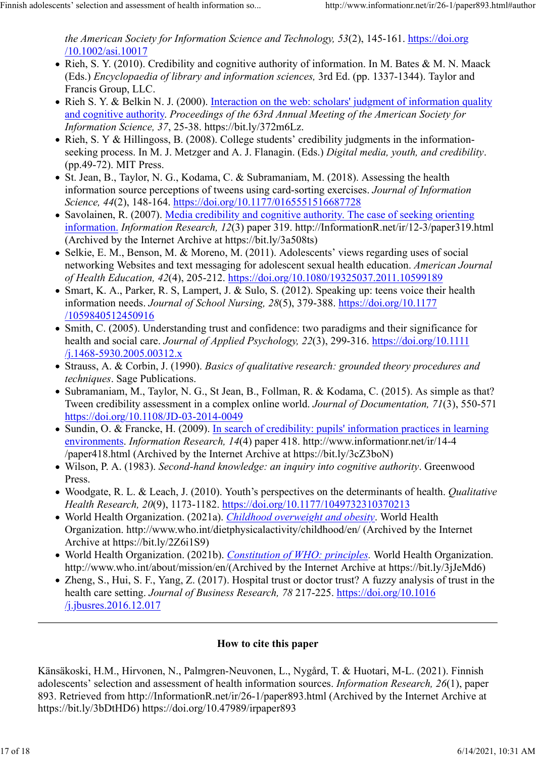*the American Society for Information Science and Technology, 53*(2), 145-161. https://doi.org/10.1002/asi.10017

- Rieh, S. Y. (2010). Credibility and cognitive authority of information. In M. Bates & M. N. Maack (Eds.) *Encyclopaedia of library and information sciences,* 3rd Ed. (pp. 1337-1344). Taylor and Francis Group, LLC.
- Rieh S. Y. & Belkin N. J. (2000). Interaction on the web: scholars' judgment of information quality and cognitive authority. *Proceedings of the 63rd Annual Meeting of the American Society for Information Science, 37*, 25-38. https://bit.ly/372m6Lz.
- Rieh, S. Y & Hillingoss, B. (2008). College students' credibility judgments in the information-seeking process. In M. J. Metzger and A. J. Flanagin. (Eds.) *Digital media, youth, and credibility*. (pp.49-72). MIT Press.
- St. Jean, B., Taylor, N. G., Kodama, C. & Subramaniam, M. (2018). Assessing the health information source perceptions of tweens using card-sorting exercises. *Journal of Information Science, 44*(2), 148-164. https://doi.org/10.1177/0165551516687728
- Savolainen, R. (2007). Media credibility and cognitive authority. The case of seeking orienting information. *Information Research, 12*(3) paper 319. http://InformationR.net/ir/12-3/paper319.html (Archived by the Internet Archive at https://bit.ly/3a508ts)
- Selkie, E. M., Benson, M. & Moreno, M. (2011). Adolescents' views regarding uses of social networking Websites and text messaging for adolescent sexual health education. *American Journal of Health Education, 42*(4), 205-212. https://doi.org/10.1080/19325037.2011.10599189
- Smart, K. A., Parker, R. S, Lampert, J. & Sulo, S. (2012). Speaking up: teens voice their health information needs. *Journal of School Nursing, 28*(5), 379-388. https://doi.org/10.1177/1059840512450916
- Smith, C. (2005). Understanding trust and confidence: two paradigms and their significance for health and social care. *Journal of Applied Psychology, 22*(3), 299-316. https://doi.org/10.1111/j.1468-5930.2005.00312.x
- Strauss, A. & Corbin, J. (1990). *Basics of qualitative research: grounded theory procedures and techniques*. Sage Publications.
- Subramaniam, M., Taylor, N. G., St Jean, B., Follman, R. & Kodama, C. (2015). As simple as that? Tween credibility assessment in a complex online world. *Journal of Documentation, 71*(3), 550-571 https://doi.org/10.1108/JD-03-2014-0049
- Sundin, O. & Francke, H. (2009). In search of credibility: pupils' information practices in learning environments. *Information Research, 14*(4) paper 418. http://www.informationr.net/ir/14-4/paper418.html (Archived by the Internet Archive at https://bit.ly/3cZ3boN)
- Wilson, P. A. (1983). *Second-hand knowledge: an inquiry into cognitive authority*. Greenwood Press.
- Woodgate, R. L. & Leach, J. (2010). Youth's perspectives on the determinants of health. *Qualitative Health Research, 20*(9), 1173-1182. https://doi.org/10.1177/1049732310370213
- World Health Organization. (2021a). *Childhood overweight and obesity*. World Health Organization. http://www.who.int/dietphysicalactivity/childhood/en/ (Archived by the Internet Archive at https://bit.ly/2Z6i1S9)
- World Health Organization. (2021b). *Constitution of WHO: principles.* World Health Organization. http://www.who.int/about/mission/en/(Archived by the Internet Archive at https://bit.ly/3jJeMd6)
- Zheng, S., Hui, S. F., Yang, Z. (2017). Hospital trust or doctor trust? A fuzzy analysis of trust in the health care setting. *Journal of Business Research, 78* 217-225. https://doi.org/10.1016/j.jbusres.2016.12.017

---

## How to cite this paper

Känsäkoski, H.M., Hirvonen, N., Palmgren-Neuvonen, L., Nygård, T. & Huotari, M-L. (2021). Finnish adolescents' selection and assessment of health information sources. *Information Research, 26*(1), paper 893. Retrieved from http://InformationR.net/ir/26-1/paper893.html (Archived by the Internet Archive at https://bit.ly/3bDtHD6) https://doi.org/10.47989/irpaper893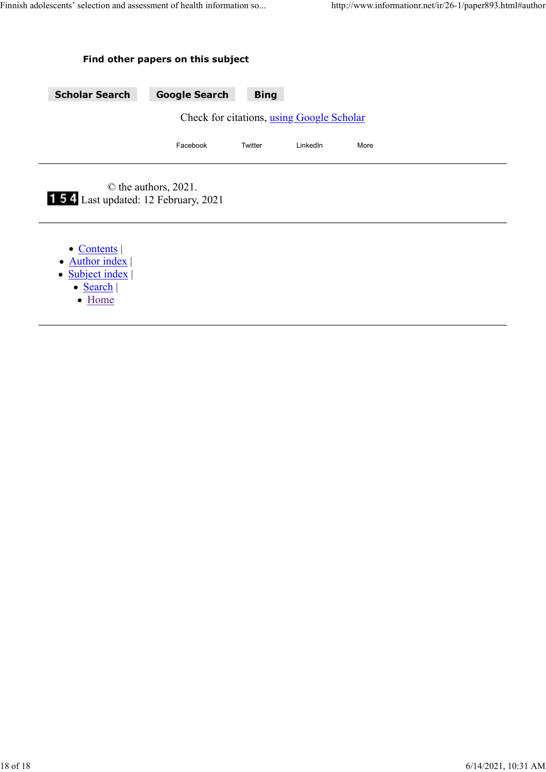**Find other papers on this subject**

Scholar Search | Google Search | Bing

Check for citations, using Google Scholar

Facebook | Twitter | LinkedIn | More

---

© the authors, 2021.
154 Last updated: 12 February, 2021

---

- Contents |
- Author index |
- Subject index |
- Search |
- Home

---